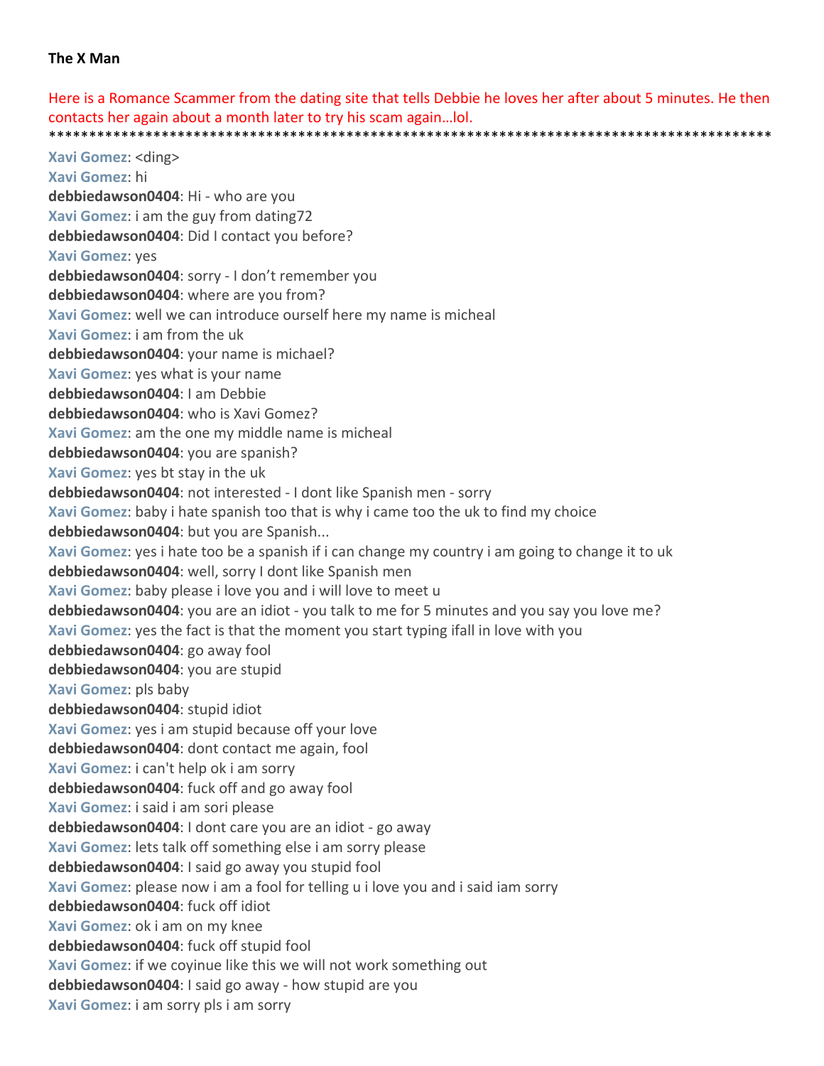**The X Man**

Here is a Romance Scammer from the dating site that tells Debbie he loves her after about 5 minutes. He then contacts her again about a month later to try his scam again…lol.

*******************************************************************************************

**Xavi Gomez**: <ding>
**Xavi Gomez**: hi
**debbiedawson0404**: Hi - who are you
**Xavi Gomez**: i am the guy from dating72
**debbiedawson0404**: Did I contact you before?
**Xavi Gomez**: yes
**debbiedawson0404**: sorry - I don't remember you
**debbiedawson0404**: where are you from?
**Xavi Gomez**: well we can introduce ourself here my name is micheal
**Xavi Gomez**: i am from the uk
**debbiedawson0404**: your name is michael?
**Xavi Gomez**: yes what is your name
**debbiedawson0404**: I am Debbie
**debbiedawson0404**: who is Xavi Gomez?
**Xavi Gomez**: am the one my middle name is micheal
**debbiedawson0404**: you are spanish?
**Xavi Gomez**: yes bt stay in the uk
**debbiedawson0404**: not interested - I dont like Spanish men - sorry
**Xavi Gomez**: baby i hate spanish too that is why i came too the uk to find my choice
**debbiedawson0404**: but you are Spanish...
**Xavi Gomez**: yes i hate too be a spanish if i can change my country i am going to change it to uk
**debbiedawson0404**: well, sorry I dont like Spanish men
**Xavi Gomez**: baby please i love you and i will love to meet u
**debbiedawson0404**: you are an idiot - you talk to me for 5 minutes and you say you love me?
**Xavi Gomez**: yes the fact is that the moment you start typing ifall in love with you
**debbiedawson0404**: go away fool
**debbiedawson0404**: you are stupid
**Xavi Gomez**: pls baby
**debbiedawson0404**: stupid idiot
**Xavi Gomez**: yes i am stupid because off your love
**debbiedawson0404**: dont contact me again, fool
**Xavi Gomez**: i can't help ok i am sorry
**debbiedawson0404**: fuck off and go away fool
**Xavi Gomez**: i said i am sori please
**debbiedawson0404**: I dont care you are an idiot - go away
**Xavi Gomez**: lets talk off something else i am sorry please
**debbiedawson0404**: I said go away you stupid fool
**Xavi Gomez**: please now i am a fool for telling u i love you and i said iam sorry
**debbiedawson0404**: fuck off idiot
**Xavi Gomez**: ok i am on my knee
**debbiedawson0404**: fuck off stupid fool
**Xavi Gomez**: if we coyinue like this we will not work something out
**debbiedawson0404**: I said go away - how stupid are you
**Xavi Gomez**: i am sorry pls i am sorry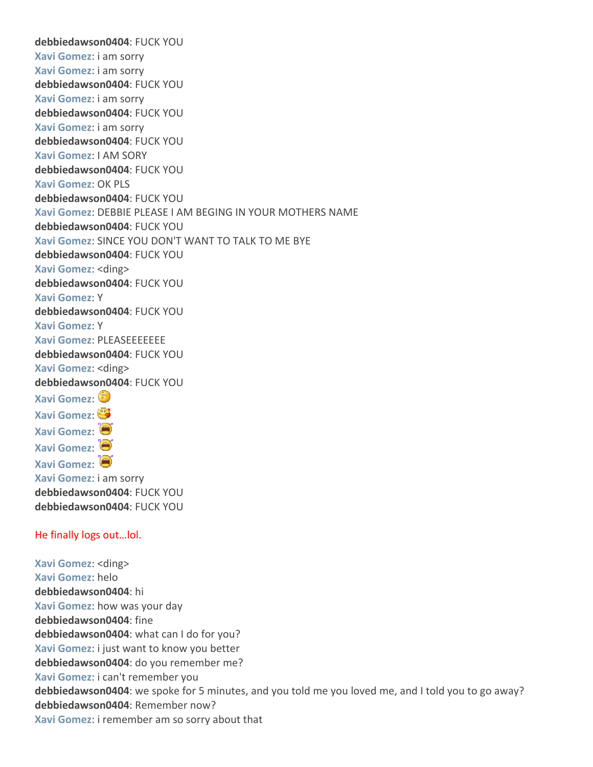**debbiedawson0404**: FUCK YOU
**Xavi Gomez**: i am sorry
**Xavi Gomez**: i am sorry
**debbiedawson0404**: FUCK YOU
**Xavi Gomez**: i am sorry
**debbiedawson0404**: FUCK YOU
**Xavi Gomez**: i am sorry
**debbiedawson0404**: FUCK YOU
**Xavi Gomez**: I AM SORY
**debbiedawson0404**: FUCK YOU
**Xavi Gomez**: OK PLS
**debbiedawson0404**: FUCK YOU
**Xavi Gomez**: DEBBIE PLEASE I AM BEGING IN YOUR MOTHERS NAME
**debbiedawson0404**: FUCK YOU
**Xavi Gomez**: SINCE YOU DON'T WANT TO TALK TO ME BYE
**debbiedawson0404**: FUCK YOU
**Xavi Gomez**: <ding>
**debbiedawson0404**: FUCK YOU
**Xavi Gomez**: Y
**debbiedawson0404**: FUCK YOU
**Xavi Gomez**: Y
**Xavi Gomez**: PLEASEEEEEEE
**debbiedawson0404**: FUCK YOU
**Xavi Gomez**: <ding>
**debbiedawson0404**: FUCK YOU
**Xavi Gomez**:
**Xavi Gomez**:
**Xavi Gomez**:
**Xavi Gomez**:
**Xavi Gomez**:
**Xavi Gomez**: i am sorry
**debbiedawson0404**: FUCK YOU
**debbiedawson0404**: FUCK YOU

He finally logs out…lol.

**Xavi Gomez**: <ding>
**Xavi Gomez**: helo
**debbiedawson0404**: hi
**Xavi Gomez**: how was your day
**debbiedawson0404**: fine
**debbiedawson0404**: what can I do for you?
**Xavi Gomez**: i just want to know you better
**debbiedawson0404**: do you remember me?
**Xavi Gomez**: i can't remember you
**debbiedawson0404**: we spoke for 5 minutes, and you told me you loved me, and I told you to go away?
**debbiedawson0404**: Remember now?
**Xavi Gomez**: i remember am so sorry about that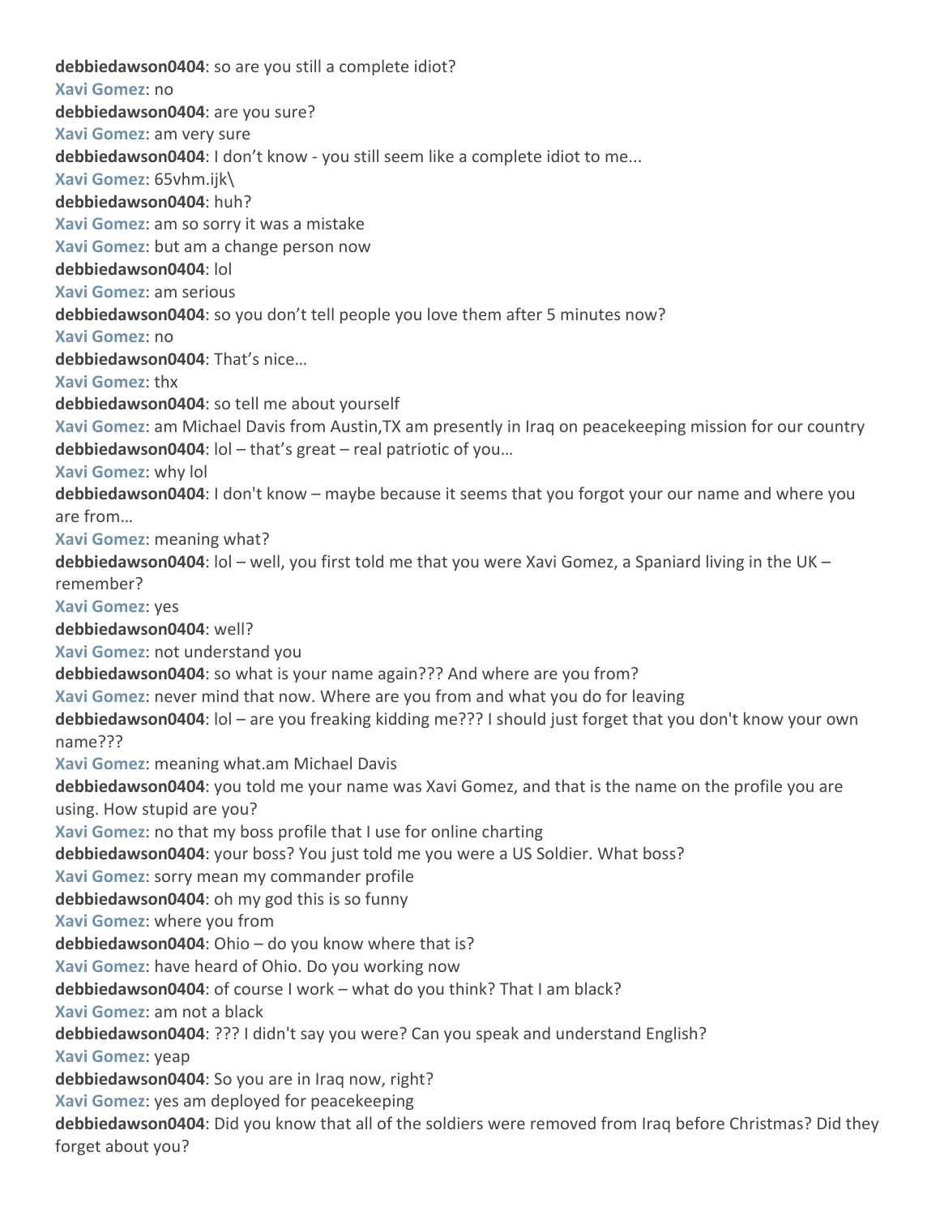**debbiedawson0404**: so are you still a complete idiot?
**Xavi Gomez**: no
**debbiedawson0404**: are you sure?
**Xavi Gomez**: am very sure
**debbiedawson0404**: I don't know - you still seem like a complete idiot to me...
**Xavi Gomez**: 65vhm.ijk\
**debbiedawson0404**: huh?
**Xavi Gomez**: am so sorry it was a mistake
**Xavi Gomez**: but am a change person now
**debbiedawson0404**: lol
**Xavi Gomez**: am serious
**debbiedawson0404**: so you don't tell people you love them after 5 minutes now?
**Xavi Gomez**: no
**debbiedawson0404**: That's nice…
**Xavi Gomez**: thx
**debbiedawson0404**: so tell me about yourself
**Xavi Gomez**: am Michael Davis from Austin,TX am presently in Iraq on peacekeeping mission for our country
**debbiedawson0404**: lol – that's great – real patriotic of you…
**Xavi Gomez**: why lol
**debbiedawson0404**: I don't know – maybe because it seems that you forgot your our name and where you are from…
**Xavi Gomez**: meaning what?
**debbiedawson0404**: lol – well, you first told me that you were Xavi Gomez, a Spaniard living in the UK – remember?
**Xavi Gomez**: yes
**debbiedawson0404**: well?
**Xavi Gomez**: not understand you
**debbiedawson0404**: so what is your name again??? And where are you from?
**Xavi Gomez**: never mind that now. Where are you from and what you do for leaving
**debbiedawson0404**: lol – are you freaking kidding me??? I should just forget that you don't know your own name???
**Xavi Gomez**: meaning what.am Michael Davis
**debbiedawson0404**: you told me your name was Xavi Gomez, and that is the name on the profile you are using. How stupid are you?
**Xavi Gomez**: no that my boss profile that I use for online charting
**debbiedawson0404**: your boss? You just told me you were a US Soldier. What boss?
**Xavi Gomez**: sorry mean my commander profile
**debbiedawson0404**: oh my god this is so funny
**Xavi Gomez**: where you from
**debbiedawson0404**: Ohio – do you know where that is?
**Xavi Gomez**: have heard of Ohio. Do you working now
**debbiedawson0404**: of course I work – what do you think? That I am black?
**Xavi Gomez**: am not a black
**debbiedawson0404**: ??? I didn't say you were? Can you speak and understand English?
**Xavi Gomez**: yeap
**debbiedawson0404**: So you are in Iraq now, right?
**Xavi Gomez**: yes am deployed for peacekeeping
**debbiedawson0404**: Did you know that all of the soldiers were removed from Iraq before Christmas? Did they forget about you?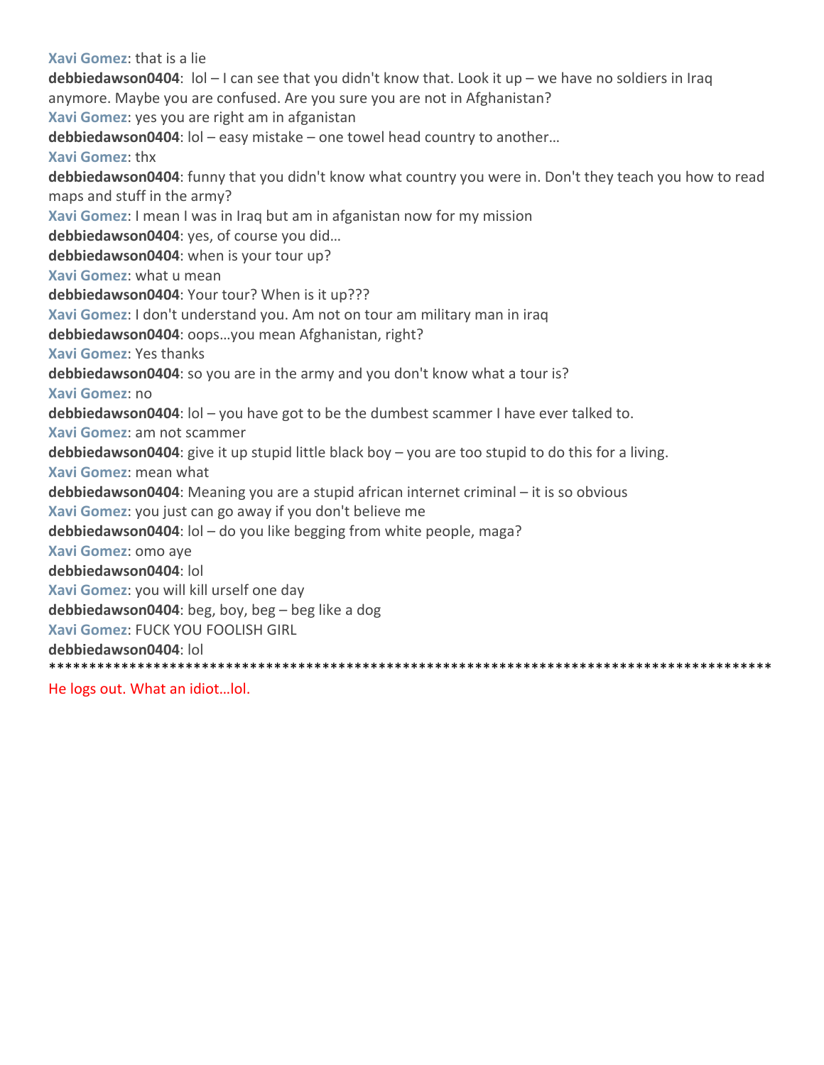**Xavi Gomez**: that is a lie

**debbiedawson0404**: lol – I can see that you didn't know that. Look it up – we have no soldiers in Iraq anymore. Maybe you are confused. Are you sure you are not in Afghanistan?

**Xavi Gomez**: yes you are right am in afganistan

**debbiedawson0404**: lol – easy mistake – one towel head country to another…

**Xavi Gomez**: thx

**debbiedawson0404**: funny that you didn't know what country you were in. Don't they teach you how to read maps and stuff in the army?

**Xavi Gomez**: I mean I was in Iraq but am in afganistan now for my mission

**debbiedawson0404**: yes, of course you did…

**debbiedawson0404**: when is your tour up?

**Xavi Gomez**: what u mean

**debbiedawson0404**: Your tour? When is it up???

**Xavi Gomez**: I don't understand you. Am not on tour am military man in iraq

**debbiedawson0404**: oops…you mean Afghanistan, right?

**Xavi Gomez**: Yes thanks

**debbiedawson0404**: so you are in the army and you don't know what a tour is?

**Xavi Gomez**: no

**debbiedawson0404**: lol – you have got to be the dumbest scammer I have ever talked to.

**Xavi Gomez**: am not scammer

**debbiedawson0404**: give it up stupid little black boy – you are too stupid to do this for a living.

**Xavi Gomez**: mean what

**debbiedawson0404**: Meaning you are a stupid african internet criminal – it is so obvious

**Xavi Gomez**: you just can go away if you don't believe me

**debbiedawson0404**: lol – do you like begging from white people, maga?

**Xavi Gomez**: omo aye

**debbiedawson0404**: lol

**Xavi Gomez**: you will kill urself one day

**debbiedawson0404**: beg, boy, beg – beg like a dog

**Xavi Gomez**: FUCK YOU FOOLISH GIRL

**debbiedawson0404**: lol

*********************************************************************************************

He logs out. What an idiot…lol.